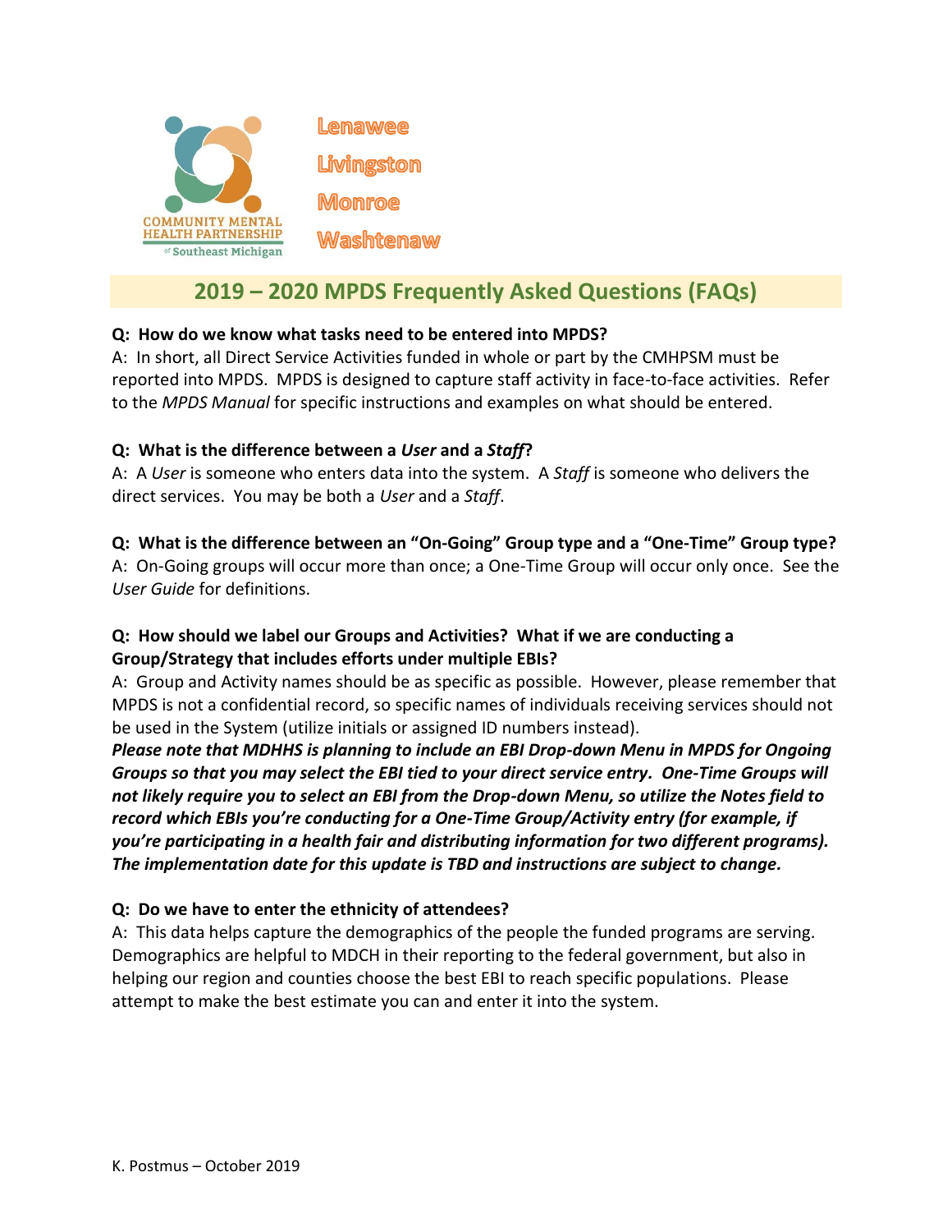COMMUNITY MENTAL HEALTH PARTNERSHIP of Southeast Michigan

Lenawee
Livingston
Monroe
Washtenaw

# 2019 – 2020 MPDS Frequently Asked Questions (FAQs)

**Q: How do we know what tasks need to be entered into MPDS?**
A: In short, all Direct Service Activities funded in whole or part by the CMHPSM must be reported into MPDS. MPDS is designed to capture staff activity in face-to-face activities. Refer to the *MPDS Manual* for specific instructions and examples on what should be entered.

**Q: What is the difference between a *User* and a *Staff*?**
A: A *User* is someone who enters data into the system. A *Staff* is someone who delivers the direct services. You may be both a *User* and a *Staff*.

**Q: What is the difference between an "On-Going" Group type and a "One-Time" Group type?**
A: On-Going groups will occur more than once; a One-Time Group will occur only once. See the *User Guide* for definitions.

**Q: How should we label our Groups and Activities? What if we are conducting a Group/Strategy that includes efforts under multiple EBIs?**
A: Group and Activity names should be as specific as possible. However, please remember that MPDS is not a confidential record, so specific names of individuals receiving services should not be used in the System (utilize initials or assigned ID numbers instead).
***Please note that MDHHS is planning to include an EBI Drop-down Menu in MPDS for Ongoing Groups so that you may select the EBI tied to your direct service entry. One-Time Groups will not likely require you to select an EBI from the Drop-down Menu, so utilize the Notes field to record which EBIs you're conducting for a One-Time Group/Activity entry (for example, if you're participating in a health fair and distributing information for two different programs). The implementation date for this update is TBD and instructions are subject to change.***

**Q: Do we have to enter the ethnicity of attendees?**
A: This data helps capture the demographics of the people the funded programs are serving. Demographics are helpful to MDCH in their reporting to the federal government, but also in helping our region and counties choose the best EBI to reach specific populations. Please attempt to make the best estimate you can and enter it into the system.

K. Postmus – October 2019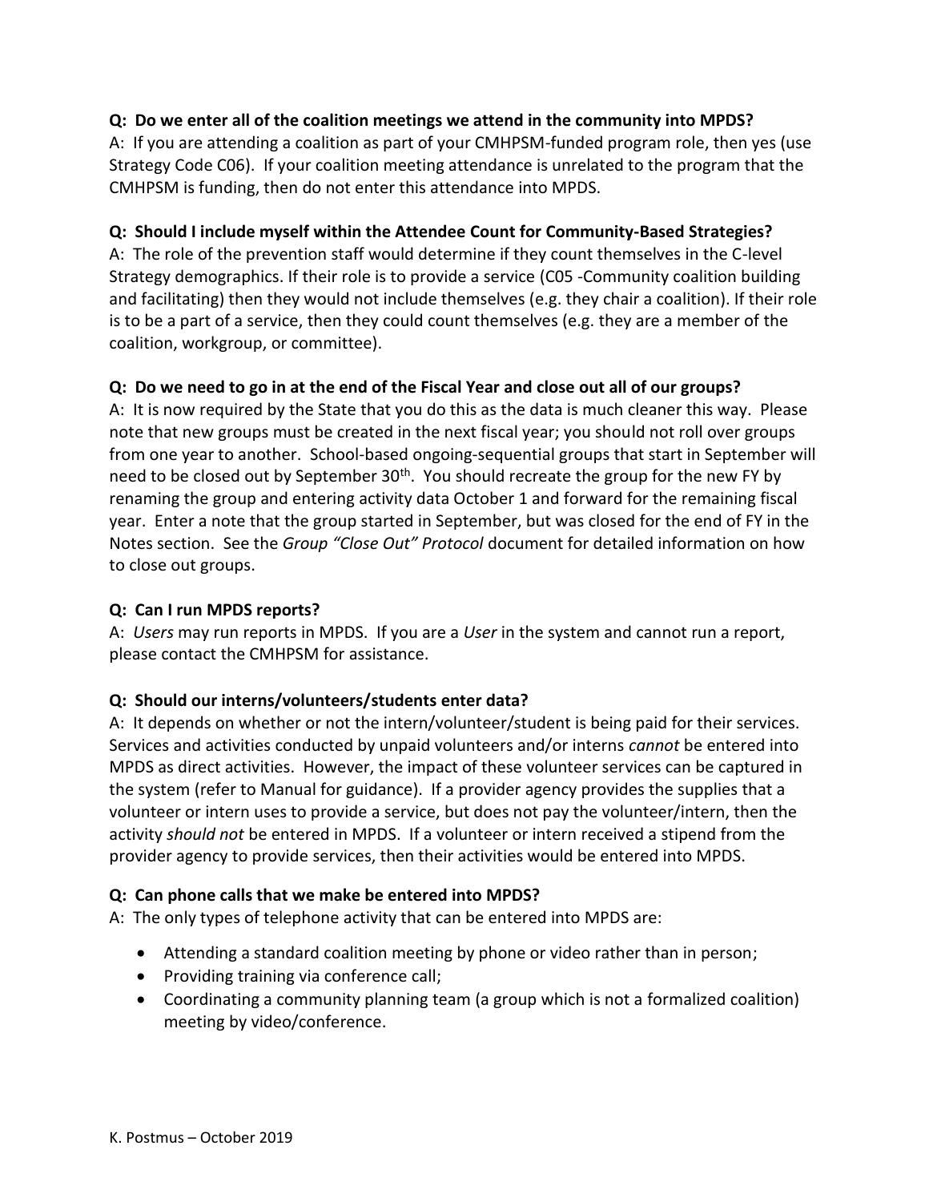**Q: Do we enter all of the coalition meetings we attend in the community into MPDS?**

A: If you are attending a coalition as part of your CMHPSM-funded program role, then yes (use Strategy Code C06). If your coalition meeting attendance is unrelated to the program that the CMHPSM is funding, then do not enter this attendance into MPDS.

**Q: Should I include myself within the Attendee Count for Community-Based Strategies?**

A: The role of the prevention staff would determine if they count themselves in the C-level Strategy demographics. If their role is to provide a service (C05 -Community coalition building and facilitating) then they would not include themselves (e.g. they chair a coalition). If their role is to be a part of a service, then they could count themselves (e.g. they are a member of the coalition, workgroup, or committee).

**Q: Do we need to go in at the end of the Fiscal Year and close out all of our groups?**

A: It is now required by the State that you do this as the data is much cleaner this way. Please note that new groups must be created in the next fiscal year; you should not roll over groups from one year to another. School-based ongoing-sequential groups that start in September will need to be closed out by September 30th. You should recreate the group for the new FY by renaming the group and entering activity data October 1 and forward for the remaining fiscal year. Enter a note that the group started in September, but was closed for the end of FY in the Notes section. See the *Group "Close Out" Protocol* document for detailed information on how to close out groups.

**Q: Can I run MPDS reports?**

A: *Users* may run reports in MPDS. If you are a *User* in the system and cannot run a report, please contact the CMHPSM for assistance.

**Q: Should our interns/volunteers/students enter data?**

A: It depends on whether or not the intern/volunteer/student is being paid for their services. Services and activities conducted by unpaid volunteers and/or interns *cannot* be entered into MPDS as direct activities. However, the impact of these volunteer services can be captured in the system (refer to Manual for guidance). If a provider agency provides the supplies that a volunteer or intern uses to provide a service, but does not pay the volunteer/intern, then the activity *should not* be entered in MPDS. If a volunteer or intern received a stipend from the provider agency to provide services, then their activities would be entered into MPDS.

**Q: Can phone calls that we make be entered into MPDS?**

A: The only types of telephone activity that can be entered into MPDS are:

- Attending a standard coalition meeting by phone or video rather than in person;
- Providing training via conference call;
- Coordinating a community planning team (a group which is not a formalized coalition) meeting by video/conference.

K. Postmus – October 2019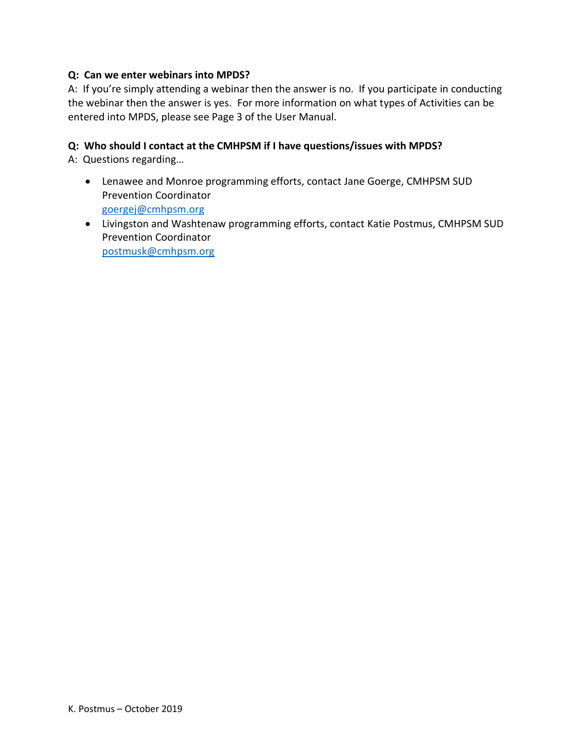**Q: Can we enter webinars into MPDS?**

A: If you're simply attending a webinar then the answer is no. If you participate in conducting the webinar then the answer is yes. For more information on what types of Activities can be entered into MPDS, please see Page 3 of the User Manual.

**Q: Who should I contact at the CMHPSM if I have questions/issues with MPDS?**

A: Questions regarding…

- Lenawee and Monroe programming efforts, contact Jane Goerge, CMHPSM SUD Prevention Coordinator
  goergej@cmhpsm.org
- Livingston and Washtenaw programming efforts, contact Katie Postmus, CMHPSM SUD Prevention Coordinator
  postmusk@cmhpsm.org

K. Postmus – October 2019